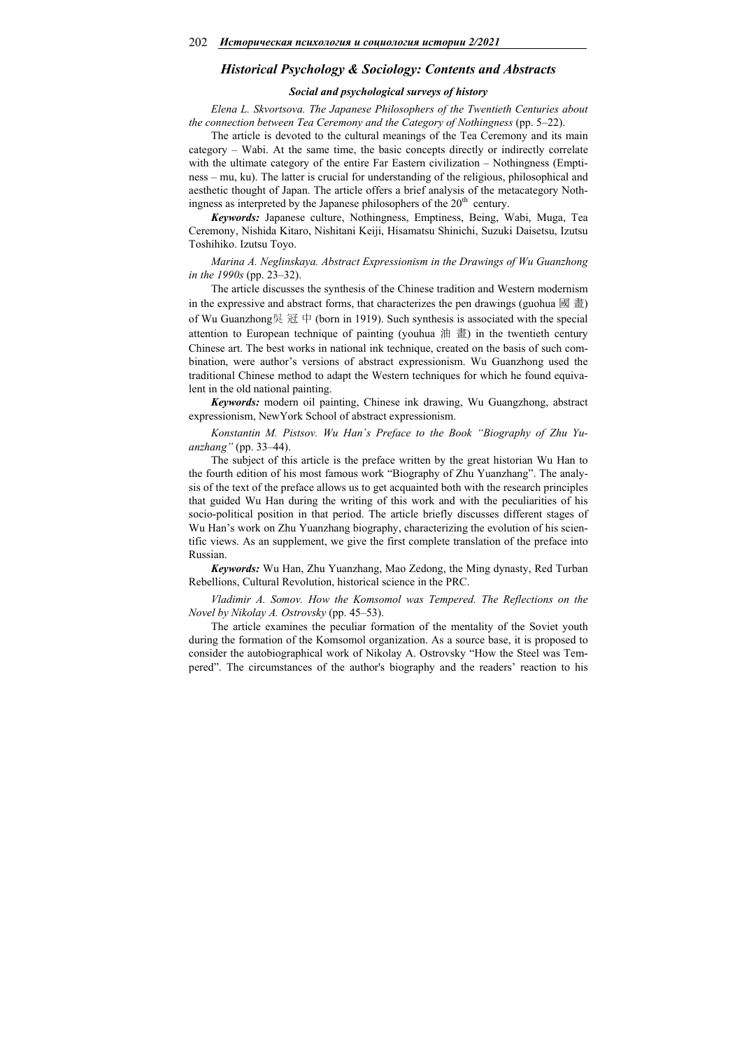# Historical Psychology & Sociology: Contents and Abstracts

## Social and psychological surveys of history

*Elena L. Skvortsova. The Japanese Philosophers of the Twentieth Centuries about the connection between Tea Ceremony and the Category of Nothingness* (pp. 5–22).

The article is devoted to the cultural meanings of the Tea Ceremony and its main category – Wabi. At the same time, the basic concepts directly or indirectly correlate with the ultimate category of the entire Far Eastern civilization – Nothingness (Emptiness – mu, ku). The latter is crucial for understanding of the religious, philosophical and aesthetic thought of Japan. The article offers a brief analysis of the metacategory Nothingness as interpreted by the Japanese philosophers of the 20th century.

***Keywords:*** Japanese culture, Nothingness, Emptiness, Being, Wabi, Muga, Tea Ceremony, Nishida Kitaro, Nishitani Keiji, Hisamatsu Shinichi, Suzuki Daisetsu, Izutsu Toshihiko. Izutsu Toyo.

*Marina A. Neglinskaya. Abstract Expressionism in the Drawings of Wu Guanzhong in the 1990s* (pp. 23–32).

The article discusses the synthesis of the Chinese tradition and Western modernism in the expressive and abstract forms, that characterizes the pen drawings (guohua 國畫) of Wu Guanzhong吳冠中 (born in 1919). Such synthesis is associated with the special attention to European technique of painting (youhua 油畫) in the twentieth century Chinese art. The best works in national ink technique, created on the basis of such combination, were author's versions of abstract expressionism. Wu Guanzhong used the traditional Chinese method to adapt the Western techniques for which he found equivalent in the old national painting.

***Keywords:*** modern oil painting, Chinese ink drawing, Wu Guangzhong, abstract expressionism, NewYork School of abstract expressionism.

*Konstantin M. Pistsov. Wu Han`s Preface to the Book "Biography of Zhu Yuanzhang"* (pp. 33–44).

The subject of this article is the preface written by the great historian Wu Han to the fourth edition of his most famous work "Biography of Zhu Yuanzhang". The analysis of the text of the preface allows us to get acquainted both with the research principles that guided Wu Han during the writing of this work and with the peculiarities of his socio-political position in that period. The article briefly discusses different stages of Wu Han's work on Zhu Yuanzhang biography, characterizing the evolution of his scientific views. As an supplement, we give the first complete translation of the preface into Russian.

***Keywords:*** Wu Han, Zhu Yuanzhang, Mao Zedong, the Ming dynasty, Red Turban Rebellions, Cultural Revolution, historical science in the PRC.

*Vladimir A. Somov. How the Komsomol was Tempered. The Reflections on the Novel by Nikolay A. Ostrovsky* (pp. 45–53).

The article examines the peculiar formation of the mentality of the Soviet youth during the formation of the Komsomol organization. As a source base, it is proposed to consider the autobiographical work of Nikolay A. Ostrovsky "How the Steel was Tempered". The circumstances of the author's biography and the readers' reaction to his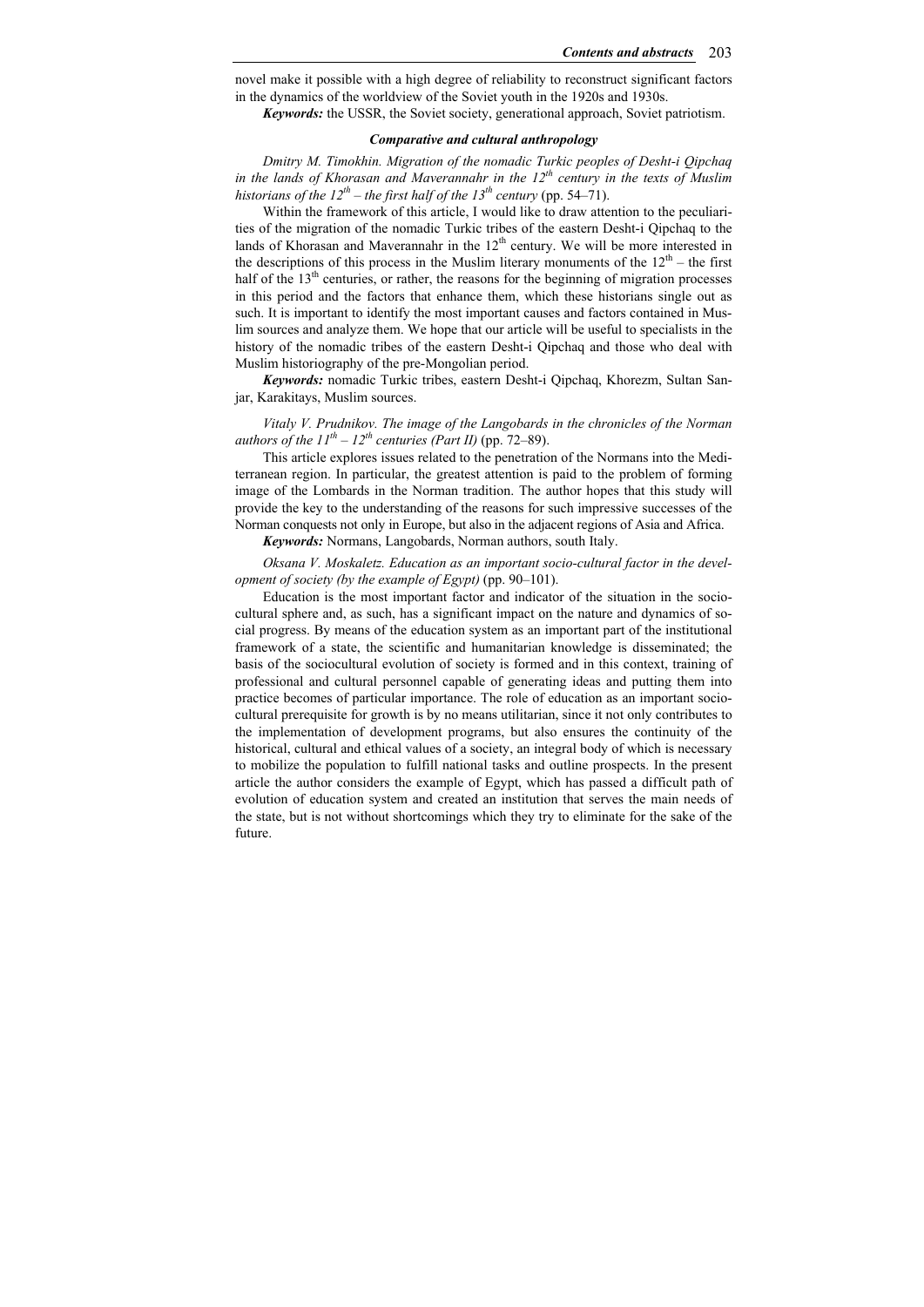novel make it possible with a high degree of reliability to reconstruct significant factors in the dynamics of the worldview of the Soviet youth in the 1920s and 1930s.

***Keywords:*** the USSR, the Soviet society, generational approach, Soviet patriotism.

### *Comparative and cultural anthropology*

*Dmitry M. Timokhin. Migration of the nomadic Turkic peoples of Desht-i Qipchaq in the lands of Khorasan and Maverannahr in the 12th century in the texts of Muslim historians of the 12th – the first half of the 13th century* (pp. 54–71).

Within the framework of this article, I would like to draw attention to the peculiarities of the migration of the nomadic Turkic tribes of the eastern Desht-i Qipchaq to the lands of Khorasan and Maverannahr in the 12th century. We will be more interested in the descriptions of this process in the Muslim literary monuments of the 12th – the first half of the 13th centuries, or rather, the reasons for the beginning of migration processes in this period and the factors that enhance them, which these historians single out as such. It is important to identify the most important causes and factors contained in Muslim sources and analyze them. We hope that our article will be useful to specialists in the history of the nomadic tribes of the eastern Desht-i Qipchaq and those who deal with Muslim historiography of the pre-Mongolian period.

***Keywords:*** nomadic Turkic tribes, eastern Desht-i Qipchaq, Khorezm, Sultan Sanjar, Karakitays, Muslim sources.

*Vitaly V. Prudnikov. The image of the Langobards in the chronicles of the Norman authors of the 11th – 12th centuries (Part II)* (pp. 72–89).

This article explores issues related to the penetration of the Normans into the Mediterranean region. In particular, the greatest attention is paid to the problem of forming image of the Lombards in the Norman tradition. The author hopes that this study will provide the key to the understanding of the reasons for such impressive successes of the Norman conquests not only in Europe, but also in the adjacent regions of Asia and Africa.

***Keywords:*** Normans, Langobards, Norman authors, south Italy.

*Oksana V. Moskaletz. Education as an important socio-cultural factor in the development of society (by the example of Egypt)* (pp. 90–101).

Education is the most important factor and indicator of the situation in the sociocultural sphere and, as such, has a significant impact on the nature and dynamics of social progress. By means of the education system as an important part of the institutional framework of a state, the scientific and humanitarian knowledge is disseminated; the basis of the sociocultural evolution of society is formed and in this context, training of professional and cultural personnel capable of generating ideas and putting them into practice becomes of particular importance. The role of education as an important sociocultural prerequisite for growth is by no means utilitarian, since it not only contributes to the implementation of development programs, but also ensures the continuity of the historical, cultural and ethical values of a society, an integral body of which is necessary to mobilize the population to fulfill national tasks and outline prospects. In the present article the author considers the example of Egypt, which has passed a difficult path of evolution of education system and created an institution that serves the main needs of the state, but is not without shortcomings which they try to eliminate for the sake of the future.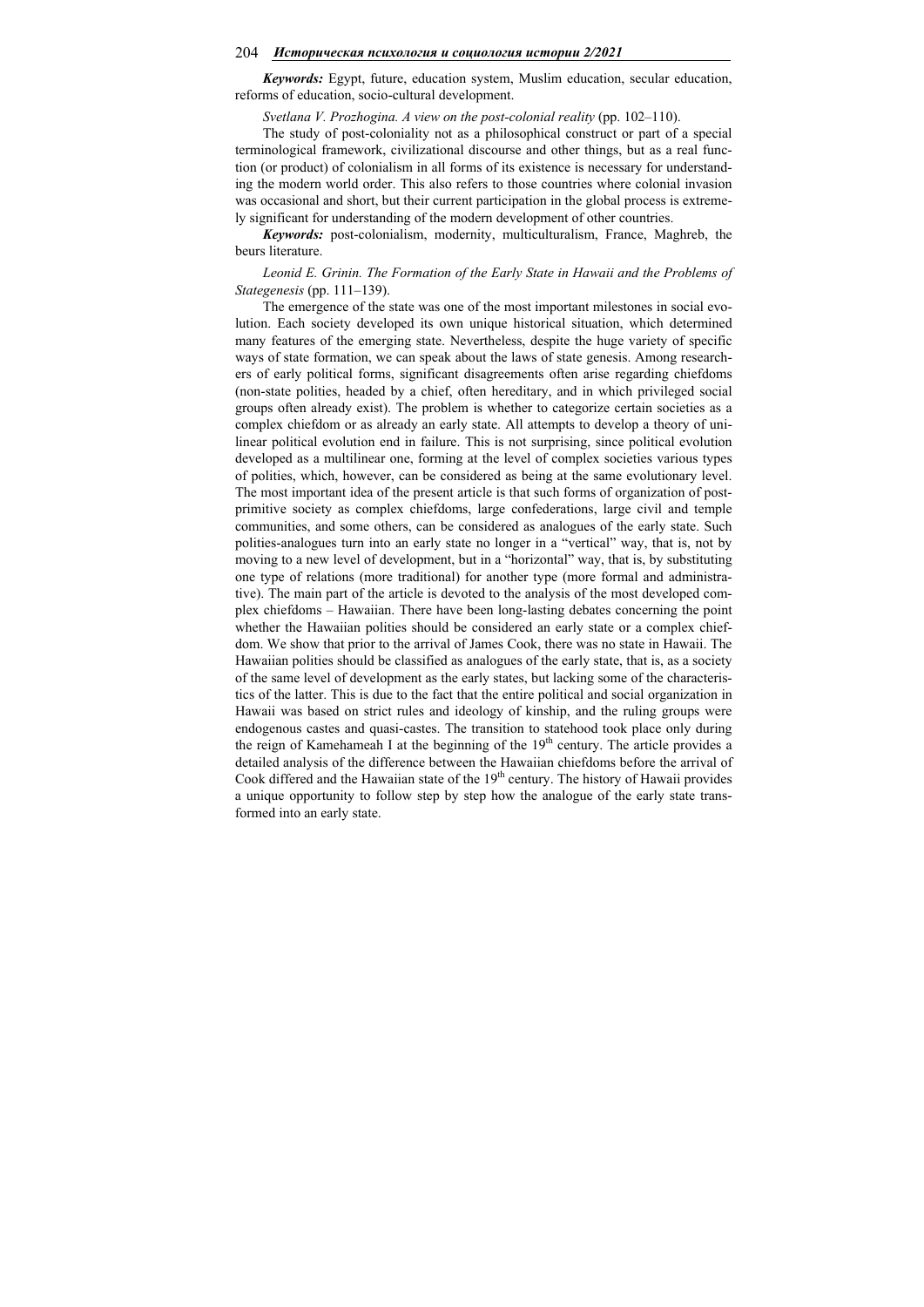***Keywords:*** Egypt, future, education system, Muslim education, secular education, reforms of education, socio-cultural development.

*Svetlana V. Prozhogina. A view on the post-colonial reality* (pp. 102–110).

The study of post-coloniality not as a philosophical construct or part of a special terminological framework, civilizational discourse and other things, but as a real function (or product) of colonialism in all forms of its existence is necessary for understanding the modern world order. This also refers to those countries where colonial invasion was occasional and short, but their current participation in the global process is extremely significant for understanding of the modern development of other countries.

***Keywords:*** post-colonialism, modernity, multiculturalism, France, Maghreb, the beurs literature.

*Leonid E. Grinin. The Formation of the Early State in Hawaii and the Problems of Stategenesis* (pp. 111–139).

The emergence of the state was one of the most important milestones in social evolution. Each society developed its own unique historical situation, which determined many features of the emerging state. Nevertheless, despite the huge variety of specific ways of state formation, we can speak about the laws of state genesis. Among researchers of early political forms, significant disagreements often arise regarding chiefdoms (non-state polities, headed by a chief, often hereditary, and in which privileged social groups often already exist). The problem is whether to categorize certain societies as a complex chiefdom or as already an early state. All attempts to develop a theory of unilinear political evolution end in failure. This is not surprising, since political evolution developed as a multilinear one, forming at the level of complex societies various types of polities, which, however, can be considered as being at the same evolutionary level. The most important idea of the present article is that such forms of organization of post-primitive society as complex chiefdoms, large confederations, large civil and temple communities, and some others, can be considered as analogues of the early state. Such polities-analogues turn into an early state no longer in a "vertical" way, that is, not by moving to a new level of development, but in a "horizontal" way, that is, by substituting one type of relations (more traditional) for another type (more formal and administrative). The main part of the article is devoted to the analysis of the most developed complex chiefdoms – Hawaiian. There have been long-lasting debates concerning the point whether the Hawaiian polities should be considered an early state or a complex chiefdom. We show that prior to the arrival of James Cook, there was no state in Hawaii. The Hawaiian polities should be classified as analogues of the early state, that is, as a society of the same level of development as the early states, but lacking some of the characteristics of the latter. This is due to the fact that the entire political and social organization in Hawaii was based on strict rules and ideology of kinship, and the ruling groups were endogenous castes and quasi-castes. The transition to statehood took place only during the reign of Kamehameah I at the beginning of the 19th century. The article provides a detailed analysis of the difference between the Hawaiian chiefdoms before the arrival of Cook differed and the Hawaiian state of the 19th century. The history of Hawaii provides a unique opportunity to follow step by step how the analogue of the early state transformed into an early state.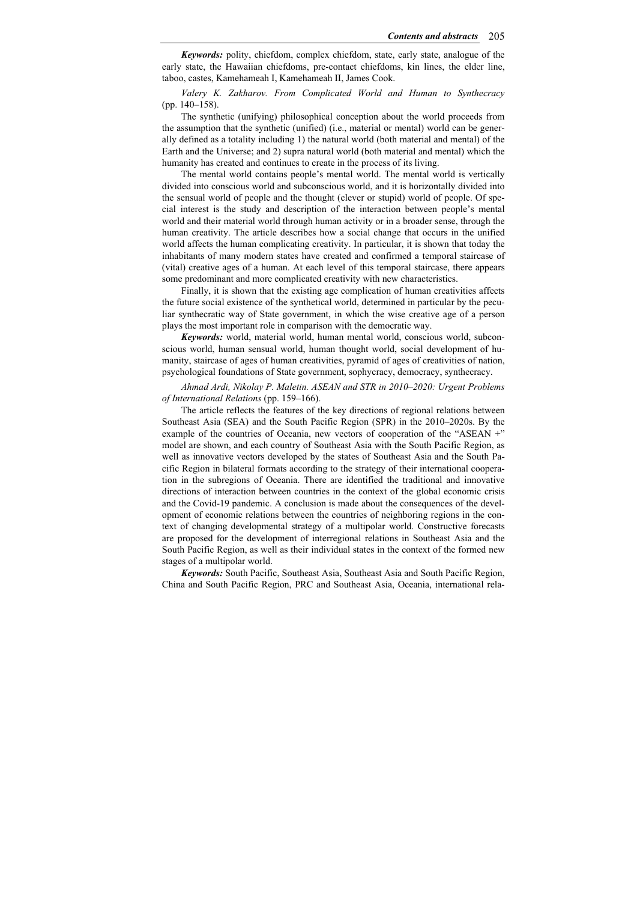***Keywords:*** polity, chiefdom, complex chiefdom, state, early state, analogue of the early state, the Hawaiian chiefdoms, pre-contact chiefdoms, kin lines, the elder line, taboo, castes, Kamehameah I, Kamehameah II, James Cook.

*Valery K. Zakharov. From Complicated World and Human to Synthecracy* (pp. 140–158).

The synthetic (unifying) philosophical conception about the world proceeds from the assumption that the synthetic (unified) (i.e., material or mental) world can be generally defined as a totality including 1) the natural world (both material and mental) of the Earth and the Universe; and 2) supra natural world (both material and mental) which the humanity has created and continues to create in the process of its living.

The mental world contains people's mental world. The mental world is vertically divided into conscious world and subconscious world, and it is horizontally divided into the sensual world of people and the thought (clever or stupid) world of people. Of special interest is the study and description of the interaction between people's mental world and their material world through human activity or in a broader sense, through the human creativity. The article describes how a social change that occurs in the unified world affects the human complicating creativity. In particular, it is shown that today the inhabitants of many modern states have created and confirmed a temporal staircase of (vital) creative ages of a human. At each level of this temporal staircase, there appears some predominant and more complicated creativity with new characteristics.

Finally, it is shown that the existing age complication of human creativities affects the future social existence of the synthetical world, determined in particular by the peculiar synthecratic way of State government, in which the wise creative age of a person plays the most important role in comparison with the democratic way.

***Keywords:*** world, material world, human mental world, conscious world, subconscious world, human sensual world, human thought world, social development of humanity, staircase of ages of human creativities, pyramid of ages of creativities of nation, psychological foundations of State government, sophycracy, democracy, synthecracy.

*Ahmad Ardi, Nikolay P. Maletin. ASEAN and STR in 2010–2020: Urgent Problems of International Relations* (pp. 159–166).

The article reflects the features of the key directions of regional relations between Southeast Asia (SEA) and the South Pacific Region (SPR) in the 2010–2020s. By the example of the countries of Oceania, new vectors of cooperation of the "ASEAN +" model are shown, and each country of Southeast Asia with the South Pacific Region, as well as innovative vectors developed by the states of Southeast Asia and the South Pacific Region in bilateral formats according to the strategy of their international cooperation in the subregions of Oceania. There are identified the traditional and innovative directions of interaction between countries in the context of the global economic crisis and the Covid-19 pandemic. A conclusion is made about the consequences of the development of economic relations between the countries of neighboring regions in the context of changing developmental strategy of a multipolar world. Constructive forecasts are proposed for the development of interregional relations in Southeast Asia and the South Pacific Region, as well as their individual states in the context of the formed new stages of a multipolar world.

***Keywords:*** South Pacific, Southeast Asia, Southeast Asia and South Pacific Region, China and South Pacific Region, PRC and Southeast Asia, Oceania, international rela-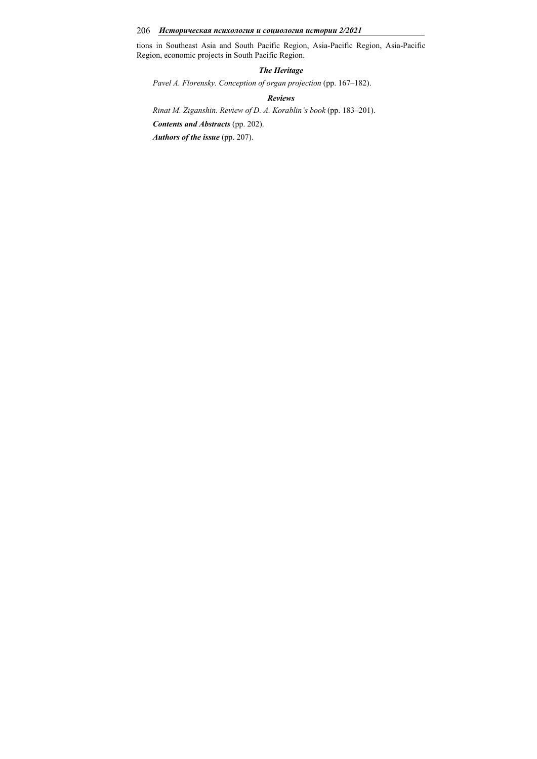tions in Southeast Asia and South Pacific Region, Asia-Pacific Region, Asia-Pacific Region, economic projects in South Pacific Region.

### *The Heritage*

*Pavel A. Florensky. Conception of organ projection* (pp. 167–182).

### *Reviews*

*Rinat M. Ziganshin. Review of D. A. Korablin's book* (pp. 183–201).

***Contents and Abstracts*** (pp. 202).

***Authors of the issue*** (pp. 207).